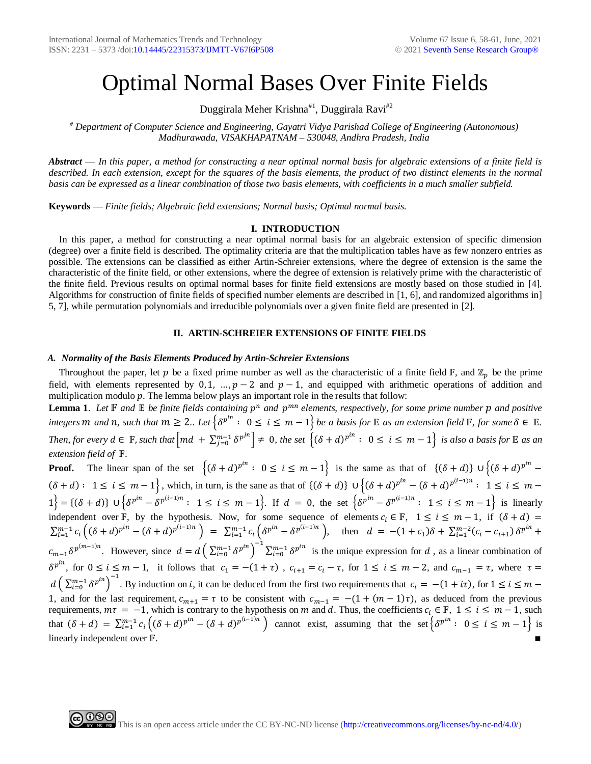# Optimal Normal Bases Over Finite Fields

Duggirala Meher Krishna[#1], Duggirala Ravi[#2]

[#] *Department of Computer Science and Engineering, Gayatri Vidya Parishad College of Engineering (Autonomous) Madhurawada, VISAKHAPATNAM – 530048, Andhra Pradesh, India*

***Abstract*** — *In this paper, a method for constructing a near optimal normal basis for algebraic extensions of a finite field is described. In each extension, except for the squares of the basis elements, the product of two distinct elements in the normal basis can be expressed as a linear combination of those two basis elements, with coefficients in a much smaller subfield.*

**Keywords —** *Finite fields; Algebraic field extensions; Normal basis; Optimal normal basis.*

## I. INTRODUCTION

In this paper, a method for constructing a near optimal normal basis for an algebraic extension of specific dimension (degree) over a finite field is described. The optimality criteria are that the multiplication tables have as few nonzero entries as possible. The extensions can be classified as either Artin-Schreier extensions, where the degree of extension is the same the characteristic of the finite field, or other extensions, where the degree of extension is relatively prime with the characteristic of the finite field. Previous results on optimal normal bases for finite field extensions are mostly based on those studied in [4]. Algorithms for construction of finite fields of specified number elements are described in [1, 6], and randomized algorithms in] 5, 7], while permutation polynomials and irreducible polynomials over a given finite field are presented in [2].

## II. ARTIN-SCHREIER EXTENSIONS OF FINITE FIELDS

### A. *Normality of the Basis Elements Produced by Artin-Schreier Extensions*

Throughout the paper, let $p$ be a fixed prime number as well as the characteristic of a finite field $\mathbb{F}$, and $\mathbb{Z}_p$ be the prime field, with elements represented by $0, 1, \ldots, p-2$ and $p-1$, and equipped with arithmetic operations of addition and multiplication modulo $p$. The lemma below plays an important role in the results that follow:

**Lemma 1**. *Let $\mathbb{F}$ and $\mathbb{E}$ be finite fields containing $p^n$ and $p^{mn}$ elements, respectively, for some prime number $p$ and positive integers $m$ and $n$, such that $m \geq 2$.. Let $\left\{\delta^{p^{in}} :\ 0 \leq i \leq m-1\right\}$ be a basis for $\mathbb{E}$ as an extension field $\mathbb{F}$, for some $\delta \in \mathbb{E}$. Then, for every $d \in \mathbb{F}$, such that $\left[md + \sum_{j=0}^{m-1} \delta^{p^{jn}}\right] \neq 0$, the set $\left\{(\delta+d)^{p^{in}} :\ 0 \leq i \leq m-1\right\}$ is also a basis for $\mathbb{E}$ as an extension field of $\mathbb{F}$.*

**Proof.** The linear span of the set $\left\{(\delta+d)^{p^{in}} :\ 0 \leq i \leq m-1\right\}$ is the same as that of $\{(\delta+d)\} \cup \left\{(\delta+d)^{p^{in}} - (\delta+d) :\ 1 \leq i \leq m-1\right\}$, which, in turn, is the sane as that of $\{(\delta+d)\} \cup \left\{(\delta+d)^{p^{in}} - (\delta+d)^{p^{(i-1)n}} :\ 1 \leq i \leq m-1\right\} = \{(\delta+d)\} \cup \left\{\delta^{p^{in}} - \delta^{p^{(i-1)n}} :\ 1 \leq i \leq m-1\right\}$. If $d = 0$, the set $\left\{\delta^{p^{in}} - \delta^{p^{(i-1)n}} :\ 1 \leq i \leq m-1\right\}$ is linearly independent over $\mathbb{F}$, by the hypothesis. Now, for some sequence of elements $c_i \in \mathbb{F}$, $1 \leq i \leq m-1$, if $(\delta+d) = \sum_{i=1}^{m-1} c_i \left((\delta+d)^{p^{in}} - (\delta+d)^{p^{(i-1)n}}\right) = \sum_{i=1}^{m-1} c_i \left(\delta^{p^{in}} - \delta^{p^{(i-1)n}}\right)$, then $d = -(1+c_1)\delta + \sum_{i=1}^{m-2}(c_i - c_{i+1})\,\delta^{p^{in}} + c_{m-1}\delta^{p^{(m-1)n}}$. However, since $d = d\left(\sum_{i=0}^{m-1}\delta^{p^{in}}\right)^{-1}\sum_{i=0}^{m-1}\delta^{p^{in}}$ is the unique expression for $d$, as a linear combination of $\delta^{p^{in}}$, for $0 \leq i \leq m-1$, it follows that $c_1 = -(1+\tau)$, $c_{i+1} = c_i - \tau$, for $1 \leq i \leq m-2$, and $c_{m-1} = \tau$, where $\tau = d\left(\sum_{i=0}^{m-1}\delta^{p^{in}}\right)^{-1}$. By induction on $i$, it can be deduced from the first two requirements that $c_i = -(1+i\tau)$, for $1 \leq i \leq m-1$, and for the last requirement, $c_{m+1} = \tau$ to be consistent with $c_{m-1} = -(1+(m-1)\tau)$, as deduced from the previous requirements, $m\tau = -1$, which is contrary to the hypothesis on $m$ and $d$. Thus, the coefficients $c_i \in \mathbb{F}$, $1 \leq i \leq m-1$, such that $(\delta+d) = \sum_{i=1}^{m-1} c_i \left((\delta+d)^{p^{in}} - (\delta+d)^{p^{(i-1)n}}\right)$ cannot exist, assuming that the set $\left\{\delta^{p^{in}} :\ 0 \leq i \leq m-1\right\}$ is linearly independent over $\mathbb{F}$. ∎

This is an open access article under the CC BY-NC-ND license (http://creativecommons.org/licenses/by-nc-nd/4.0/)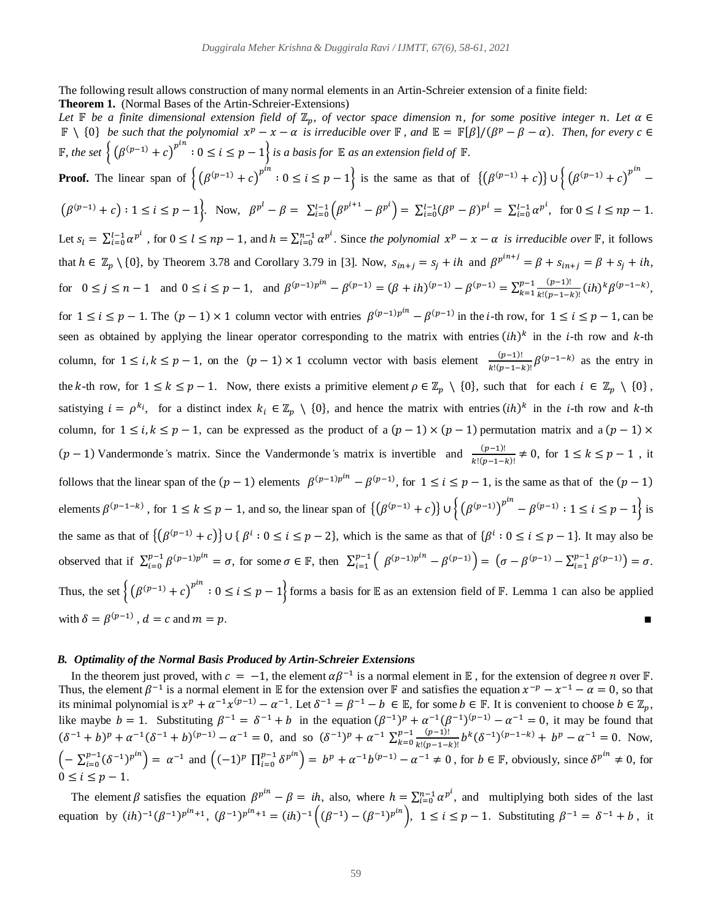The following result allows construction of many normal elements in an Artin-Schreier extension of a finite field:

**Theorem 1.** (Normal Bases of the Artin-Schreier-Extensions)

*Let $\mathbb{F}$ be a finite dimensional extension field of $\mathbb{Z}_p$, of vector space dimension $n$, for some positive integer $n$. Let $\alpha \in \mathbb{F} \setminus \{0\}$ be such that the polynomial $x^p - x - \alpha$ is irreducible over $\mathbb{F}$, and $\mathbb{E} = \mathbb{F}[\beta]/(\beta^p - \beta - \alpha)$. Then, for every $c \in \mathbb{F}$, the set $\left\{ \left(\beta^{(p-1)} + c\right)^{p^{in}} : 0 \le i \le p-1 \right\}$ is a basis for $\mathbb{E}$ as an extension field of $\mathbb{F}$.*

**Proof.** The linear span of $\left\{ \left(\beta^{(p-1)} + c\right)^{p^{in}} : 0 \le i \le p-1 \right\}$ is the same as that of $\left\{ \left(\beta^{(p-1)} + c\right) \right\} \cup \left\{ \left(\beta^{(p-1)} + c\right)^{p^{in}} - \left(\beta^{(p-1)} + c\right) : 1 \le i \le p-1 \right\}$. Now, $\beta^{p^l} - \beta = \sum_{i=0}^{l-1} \left(\beta^{p^{i+1}} - \beta^{p^i}\right) = \sum_{i=0}^{l-1} (\beta^p - \beta)^{p^i} = \sum_{i=0}^{l-1} \alpha^{p^i}$, for $0 \le l \le np-1$. Let $s_l = \sum_{i=0}^{l-1} \alpha^{p^i}$, for $0 \le l \le np-1$, and $h = \sum_{i=0}^{n-1} \alpha^{p^i}$. Since *the polynomial $x^p - x - \alpha$ is irreducible over* $\mathbb{F}$, it follows that $h \in \mathbb{Z}_p \setminus \{0\}$, by Theorem 3.78 and Corollary 3.79 in [3]. Now, $s_{in+j} = s_j + ih$ and $\beta^{p^{in+j}} = \beta + s_{in+j} = \beta + s_j + ih$, for $0 \le j \le n-1$ and $0 \le i \le p-1$, and $\beta^{(p-1)p^{in}} - \beta^{(p-1)} = (\beta + ih)^{(p-1)} - \beta^{(p-1)} = \sum_{k=1}^{p-1} \frac{(p-1)!}{k!(p-1-k)!} (ih)^k \beta^{(p-1-k)}$, for $1 \le i \le p-1$. The $(p-1) \times 1$ column vector with entries $\beta^{(p-1)p^{in}} - \beta^{(p-1)}$ in the $i$-th row, for $1 \le i \le p-1$, can be seen as obtained by applying the linear operator corresponding to the matrix with entries $(ih)^k$ in the $i$-th row and $k$-th column, for $1 \le i, k \le p-1$, on the $(p-1) \times 1$ ccolumn vector with basis element $\frac{(p-1)!}{k!(p-1-k)!} \beta^{(p-1-k)}$ as the entry in the $k$-th row, for $1 \le k \le p-1$. Now, there exists a primitive element $\rho \in \mathbb{Z}_p \setminus \{0\}$, such that for each $i \in \mathbb{Z}_p \setminus \{0\}$, satistying $i = \rho^{k_i}$, for a distinct index $k_i \in \mathbb{Z}_p \setminus \{0\}$, and hence the matrix with entries $(ih)^k$ in the $i$-th row and $k$-th column, for $1 \le i, k \le p-1$, can be expressed as the product of a $(p-1) \times (p-1)$ permutation matrix and a $(p-1) \times (p-1)$ Vandermonde's matrix. Since the Vandermonde's matrix is invertible and $\frac{(p-1)!}{k!(p-1-k)!} \neq 0$, for $1 \le k \le p-1$, it follows that the linear span of the $(p-1)$ elements $\beta^{(p-1)p^{in}} - \beta^{(p-1)}$, for $1 \le i \le p-1$, is the same as that of the $(p-1)$ elements $\beta^{(p-1-k)}$, for $1 \le k \le p-1$, and so, the linear span of $\left\{ \left(\beta^{(p-1)} + c\right) \right\} \cup \left\{ \left(\beta^{(p-1)}\right)^{p^{in}} - \beta^{(p-1)} : 1 \le i \le p-1 \right\}$ is the same as that of $\left\{ \left(\beta^{(p-1)} + c\right) \right\} \cup \{ \beta^i : 0 \le i \le p-2 \}$, which is the same as that of $\{ \beta^i : 0 \le i \le p-1 \}$. It may also be observed that if $\sum_{i=0}^{p-1} \beta^{(p-1)p^{in}} = \sigma$, for some $\sigma \in \mathbb{F}$, then $\sum_{i=1}^{p-1} \left( \beta^{(p-1)p^{in}} - \beta^{(p-1)} \right) = \left( \sigma - \beta^{(p-1)} - \sum_{i=1}^{p-1} \beta^{(p-1)} \right) = \sigma$. Thus, the set $\left\{ \left(\beta^{(p-1)} + c\right)^{p^{in}} : 0 \le i \le p-1 \right\}$ forms a basis for $\mathbb{E}$ as an extension field of $\mathbb{F}$. Lemma 1 can also be applied with $\delta = \beta^{(p-1)}$, $d = c$ and $m = p$. ■

### B. Optimality of the Normal Basis Produced by Artin-Schreier Extensions

In the theorem just proved, with $c = -1$, the element $\alpha\beta^{-1}$ is a normal element in $\mathbb{E}$, for the extension of degree $n$ over $\mathbb{F}$. Thus, the element $\beta^{-1}$ is a normal element in $\mathbb{E}$ for the extension over $\mathbb{F}$ and satisfies the equation $x^{-p} - x^{-1} - \alpha = 0$, so that its minimal polynomial is $x^p + \alpha^{-1} x^{(p-1)} - \alpha^{-1}$. Let $\delta^{-1} = \beta^{-1} - b \in \mathbb{E}$, for some $b \in \mathbb{F}$. It is convenient to choose $b \in \mathbb{Z}_p$, like maybe $b = 1$. Substituting $\beta^{-1} = \delta^{-1} + b$ in the equation $(\beta^{-1})^p + \alpha^{-1}(\beta^{-1})^{(p-1)} - \alpha^{-1} = 0$, it may be found that $(\delta^{-1} + b)^p + \alpha^{-1}(\delta^{-1} + b)^{(p-1)} - \alpha^{-1} = 0$, and so $(\delta^{-1})^p + \alpha^{-1} \sum_{k=0}^{p-1} \frac{(p-1)!}{k!(p-1-k)!} b^k (\delta^{-1})^{(p-1-k)} + b^p - \alpha^{-1} = 0$. Now, $\left( -\sum_{i=0}^{p-1} (\delta^{-1})^{p^{in}} \right) = \alpha^{-1}$ and $\left( (-1)^p \prod_{i=0}^{p-1} \delta^{p^{in}} \right) = b^p + \alpha^{-1} b^{(p-1)} - \alpha^{-1} \neq 0$, for $b \in \mathbb{F}$, obviously, since $\delta^{p^{in}} \neq 0$, for $0 \le i \le p-1$.

The element $\beta$ satisfies the equation $\beta^{p^{in}} - \beta = ih$, also, where $h = \sum_{i=0}^{n-1} \alpha^{p^i}$, and multiplying both sides of the last equation by $(ih)^{-1} (\beta^{-1})^{p^{in}+1}$, $(\beta^{-1})^{p^{in}+1} = (ih)^{-1} \left( (\beta^{-1}) - (\beta^{-1})^{p^{in}} \right)$, $1 \le i \le p-1$. Substituting $\beta^{-1} = \delta^{-1} + b$, it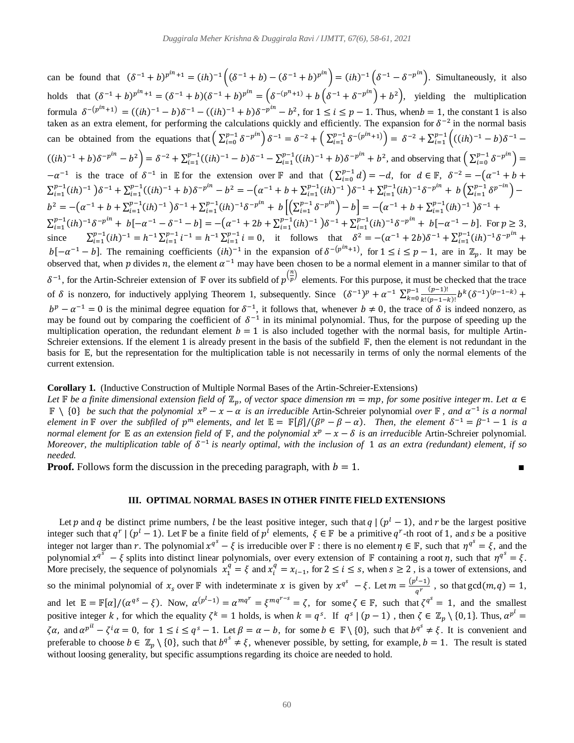can be found that $(\delta^{-1}+b)^{p^{in}+1} = (ih)^{-1}\left((\delta^{-1}+b)-(\delta^{-1}+b)^{p^{in}}\right) = (ih)^{-1}\left(\delta^{-1}-\delta^{-p^{in}}\right)$. Simultaneously, it also holds that $(\delta^{-1}+b)^{p^{in}+1} = (\delta^{-1}+b)(\delta^{-1}+b)^{p^{in}} = \left(\delta^{-(p^{n}+1)} + b\left(\delta^{-1}+\delta^{-p^{in}}\right)+b^2\right)$, yielding the multiplication formula $\delta^{-(p^{in}+1)} = ((ih)^{-1}-b)\delta^{-1} - ((ih)^{-1}+b)\delta^{-p^{in}} - b^2$, for $1 \le i \le p-1$. Thus, when$b=1$, the constant 1 is also taken as an extra element, for performing the calculations quickly and efficiently. The expansion for $\delta^{-2}$ in the normal basis can be obtained from the equations that $\left(\sum_{i=0}^{p-1}\delta^{-p^{in}}\right)\delta^{-1} = \delta^{-2} + \left(\sum_{i=1}^{p-1}\delta^{-(p^{in}+1)}\right) = \delta^{-2} + \sum_{i=1}^{p-1}\left(((ih)^{-1}-b)\delta^{-1} - ((ih)^{-1}+b)\delta^{-p^{in}} - b^2\right) = \delta^{-2} + \sum_{i=1}^{p-1}((ih)^{-1}-b)\delta^{-1} - \sum_{i=1}^{p-1}((ih)^{-1}+b)\delta^{-p^{in}} + b^2$, and observing that $\left(\sum_{i=0}^{p-1}\delta^{-p^{in}}\right) = -\alpha^{-1}$ is the trace of $\delta^{-1}$ in $\mathbb{E}$ for the extension over $\mathbb{F}$ and that $\left(\sum_{i=0}^{p-1}d\right) = -d$, for $d \in \mathbb{F}$, $\delta^{-2} = -\left(\alpha^{-1}+b+\sum_{i=1}^{p-1}(ih)^{-1}\right)\delta^{-1} + \sum_{i=1}^{p-1}((ih)^{-1}+b)\delta^{-p^{in}} - b^2 = -\left(\alpha^{-1}+b+\sum_{i=1}^{p-1}(ih)^{-1}\right)\delta^{-1} + \sum_{i=1}^{p-1}(ih)^{-1}\delta^{-p^{in}} + b\left(\sum_{i=1}^{p-1}\delta^{p^{-in}}\right) - b^2 = -\left(\alpha^{-1}+b+\sum_{i=1}^{p-1}(ih)^{-1}\right)\delta^{-1} + \sum_{i=1}^{p-1}(ih)^{-1}\delta^{-p^{in}} + b\left[\left(\sum_{i=1}^{p-1}\delta^{-p^{in}}\right)-b\right] = -\left(\alpha^{-1}+b+\sum_{i=1}^{p-1}(ih)^{-1}\right)\delta^{-1} + \sum_{i=1}^{p-1}(ih)^{-1}\delta^{-p^{in}} + b[-\alpha^{-1}-\delta^{-1}-b] = -\left(\alpha^{-1}+2b+\sum_{i=1}^{p-1}(ih)^{-1}\right)\delta^{-1} + \sum_{i=1}^{p-1}(ih)^{-1}\delta^{-p^{in}} + b[-\alpha^{-1}-b]$. For $p \ge 3$, since $\sum_{i=1}^{p-1}(ih)^{-1} = h^{-1}\sum_{i=1}^{p-1}i^{-1} = h^{-1}\sum_{i=1}^{p-1}i = 0$, it follows that $\delta^{2} = -(\alpha^{-1}+2b)\delta^{-1} + \sum_{i=1}^{p-1}(ih)^{-1}\delta^{-p^{in}} + b[-\alpha^{-1}-b]$. The remaining coefficients $(ih)^{-1}$ in the expansion of $\delta^{-(p^{in}+1)}$, for $1 \le i \le p-1$, are in $\mathbb{Z}_p$. It may be observed that, when $p$ divides $n$, the element $\alpha^{-1}$ may have been chosen to be a normal element in a manner similar to that of $\delta^{-1}$, for the Artin-Schreier extension of $\mathbb{F}$ over its subfield of $p^{\left(\frac{n}{p}\right)}$ elements. For this purpose, it must be checked that the trace of $\delta$ is nonzero, for inductively applying Theorem 1, subsequently. Since $(\delta^{-1})^p + \alpha^{-1}\sum_{k=0}^{p-1}\frac{(p-1)!}{k!(p-1-k)!}b^k(\delta^{-1})^{(p-1-k)} + b^p - \alpha^{-1} = 0$ is the minimal degree equation for $\delta^{-1}$, it follows that, whenever $b \ne 0$, the trace of $\delta$ is indeed nonzero, as may be found out by comparing the coefficient of $\delta^{-1}$ in its minimal polynomial. Thus, for the purpose of speeding up the multiplication operation, the redundant element $b=1$ is also included together with the normal basis, for multiple Artin-Schreier extensions. If the element 1 is already present in the basis of the subfield $\mathbb{F}$, then the element is not redundant in the basis for $\mathbb{E}$, but the representation for the multiplication table is not necessarily in terms of only the normal elements of the current extension.

**Corollary 1.** (Inductive Construction of Multiple Normal Bases of the Artin-Schreier-Extensions)
*Let $\mathbb{F}$ be a finite dimensional extension field of $\mathbb{Z}_p$, of vector space dimension $m = mp$, for some positive integer $m$. Let $\alpha \in \mathbb{F} \setminus \{0\}$ be such that the polynomial $x^p - x - \alpha$ is an irreducible* Artin-Schreier polynomial *over $\mathbb{F}$, and $\alpha^{-1}$ is a normal element in $\mathbb{F}$ over the subfiled of $p^m$ elements, and let $\mathbb{E} = \mathbb{F}[\beta]/(\beta^p - \beta - \alpha)$. Then, the element $\delta^{-1} = \beta^{-1} - 1$ is a normal element for $\mathbb{E}$ as an extension field of $\mathbb{F}$, and the polynomial $x^p - x - \delta$ is an irreducible* Artin-Schreier polynomial. *Moreover, the multiplication table of $\delta^{-1}$ is nearly optimal, with the inclusion of 1 as an extra (redundant) element, if so needed.*

**Proof.** Follows form the discussion in the preceding paragraph, with $b = 1$. ∎

## III. OPTIMAL NORMAL BASES IN OTHER FINITE FIELD EXTENSIONS

Let $p$ and $q$ be distinct prime numbers, $l$ be the least positive integer, such that $q \mid (p^l - 1)$, and $r$ be the largest positive integer such that $q^r \mid (p^l - 1)$. Let $\mathbb{F}$ be a finite field of $p^l$ elements, $\xi \in \mathbb{F}$ be a primitive $q^r$-th root of 1, and $s$ be a positive integer not larger than $r$. The polynomial $x^{q^s} - \xi$ is irreducible over $\mathbb{F}$ : there is no element $\eta \in \mathbb{F}$, such that $\eta^{q^s} = \xi$, and the polynomial $x^{q^s} - \xi$ splits into distinct linear polynomials, over every extension of $\mathbb{F}$ containing a root $\eta$, such that $\eta^{q^s} = \xi$. More precisely, the sequence of polynomials $x_1^q = \xi$ and $x_i^q = x_{i-1}$, for $2 \le i \le s$, when $s \ge 2$ , is a tower of extensions, and so the minimal polynomial of $x_s$ over $\mathbb{F}$ with indeterminate $x$ is given by $x^{q^s} - \xi$. Let $m = \frac{(p^l-1)}{q^r}$ , so that $\gcd(m, q) = 1$, and let $\mathbb{E} = \mathbb{F}[\alpha]/(\alpha^{q^s} - \xi)$. Now, $\alpha^{(p^l-1)} = \alpha^{mq^r} = \xi^{mq^{r-s}} = \zeta$, for some $\zeta \in \mathbb{F}$, such that $\zeta^{q^s} = 1$, and the smallest positive integer $k$ , for which the equality $\zeta^k = 1$ holds, is when $k = q^s$. If $q^s \mid (p-1)$ , then $\zeta \in \mathbb{Z}_p \setminus \{0,1\}$. Thus, $\alpha^{p^l} = \zeta\alpha$, and $\alpha^{p^{il}} - \zeta^i\alpha = 0$, for $1 \le i \le q^s - 1$. Let $\beta = \alpha - b$, for some $b \in \mathbb{F} \setminus \{0\}$, such that $b^{q^s} \ne \xi$. It is convenient and preferable to choose $b \in \mathbb{Z}_p \setminus \{0\}$, such that $b^{q^s} \ne \xi$, whenever possible, by setting, for example, $b = 1$. The result is stated without loosing generality, but specific assumptions regarding its choice are needed to hold.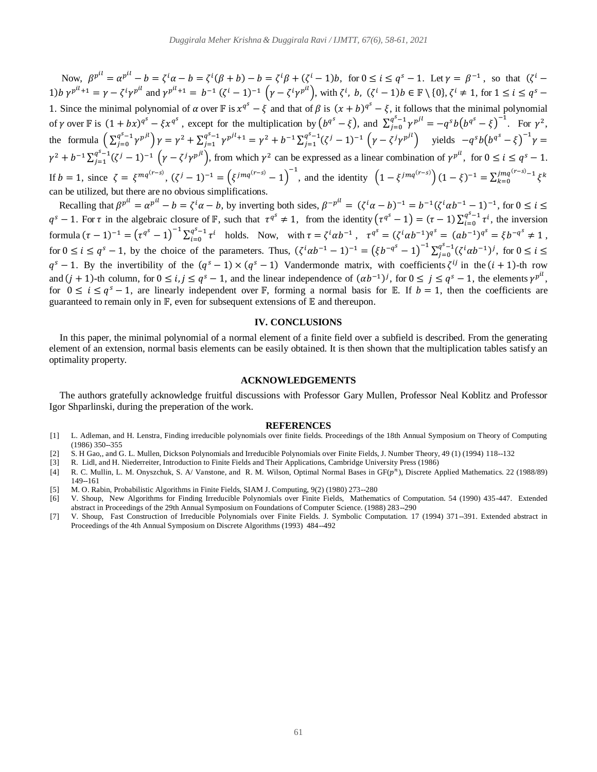Now, $\beta^{p^{il}} = \alpha^{p^{il}} - b = \zeta^i\alpha - b = \zeta^i(\beta + b) - b = \zeta^i\beta + (\zeta^i - 1)b$, for $0 \le i \le q^s - 1$. Let $\gamma = \beta^{-1}$, so that $(\zeta^i - 1)b\,\gamma^{p^{il}+1} = \gamma - \zeta^i\gamma^{p^{il}}$ and $\gamma^{p^{il}+1} = b^{-1}(\zeta^i - 1)^{-1}\left(\gamma - \zeta^i\gamma^{p^{il}}\right)$, with $\zeta^i,\ b,\ (\zeta^i - 1)b \in \mathbb{F}\setminus\{0\}, \zeta^i \ne 1$, for $1 \le i \le q^s - 1$. Since the minimal polynomial of $\alpha$ over $\mathbb{F}$ is $x^{q^s} - \xi$ and that of $\beta$ is $(x+b)^{q^s} - \xi$, it follows that the minimal polynomial of $\gamma$ over $\mathbb{F}$ is $(1 + bx)^{q^s} - \xi x^{q^s}$, except for the multiplication by $\left(b^{q^s} - \xi\right)$, and $\sum_{j=0}^{q^s-1}\gamma^{p^{jl}} = -q^s b\left(b^{q^s} - \xi\right)^{-1}$. For $\gamma^2$, the formula $\left(\sum_{j=0}^{q^s-1}\gamma^{p^{jl}}\right)\gamma = \gamma^2 + \sum_{j=1}^{q^s-1}\gamma^{p^{jl}+1} = \gamma^2 + b^{-1}\sum_{j=1}^{q^s-1}(\zeta^j - 1)^{-1}\left(\gamma - \zeta^j\gamma^{p^{jl}}\right)$ yields $-q^s b\left(b^{q^s} - \xi\right)^{-1}\gamma = \gamma^2 + b^{-1}\sum_{j=1}^{q^s-1}(\zeta^j - 1)^{-1}\left(\gamma - \zeta^j\gamma^{p^{jl}}\right)$, from which $\gamma^2$ can be expressed as a linear combination of $\gamma^{p^{il}}$, for $0 \le i \le q^s - 1$. If $b = 1$, since $\zeta = \xi^{mq^{(r-s)}}$, $(\zeta^j - 1)^{-1} = \left(\xi^{jmq^{(r-s)}} - 1\right)^{-1}$, and the identity $\left(1 - \xi^{jmq^{(r-s)}}\right)(1 - \xi)^{-1} = \sum_{k=0}^{jmq^{(r-s)}-1}\xi^k$ can be utilized, but there are no obvious simplifications.

Recalling that $\beta^{p^{il}} = \alpha^{p^{il}} - b = \zeta^i\alpha - b$, by inverting both sides, $\beta^{-p^{il}} = (\zeta^i\alpha - b)^{-1} = b^{-1}(\zeta^i\alpha b^{-1} - 1)^{-1}$, for $0 \le i \le q^s - 1$. For $\tau$ in the algebraic closure of $\mathbb{F}$, such that $\tau^{q^s} \ne 1$, from the identity $\left(\tau^{q^s} - 1\right) = (\tau - 1)\sum_{i=0}^{q^s-1}\tau^i$, the inversion formula $(\tau - 1)^{-1} = \left(\tau^{q^s} - 1\right)^{-1}\sum_{i=0}^{q^s-1}\tau^i$ holds. Now, with $\tau = \zeta^i\alpha b^{-1}$, $\tau^{q^s} = (\zeta^i\alpha b^{-1})^{q^s} = (\alpha b^{-1})^{q^s} = \xi b^{-q^s} \ne 1$, for $0 \le i \le q^s - 1$, by the choice of the parameters. Thus, $(\zeta^i\alpha b^{-1} - 1)^{-1} = \left(\xi b^{-q^s} - 1\right)^{-1}\sum_{j=0}^{q^s-1}(\zeta^i\alpha b^{-1})^j$, for $0 \le i \le q^s - 1$. By the invertibility of the $(q^s - 1) \times (q^s - 1)$ Vandermonde matrix, with coefficients $\zeta^{ij}$ in the $(i+1)$-th row and $(j+1)$-th column, for $0 \le i, j \le q^s - 1$, and the linear independence of $(\alpha b^{-1})^j$, for $0 \le j \le q^s - 1$, the elements $\gamma^{p^{il}}$, for $0 \le i \le q^s - 1$, are linearly independent over $\mathbb{F}$, forming a normal basis for $\mathbb{E}$. If $b = 1$, then the coefficients are guaranteed to remain only in $\mathbb{F}$, even for subsequent extensions of $\mathbb{E}$ and thereupon.

## IV. CONCLUSIONS

In this paper, the minimal polynomial of a normal element of a finite field over a subfield is described. From the generating element of an extension, normal basis elements can be easily obtained. It is then shown that the multiplication tables satisfy an optimality property.

## ACKNOWLEDGEMENTS

The authors gratefully acknowledge fruitful discussions with Professor Gary Mullen, Professor Neal Koblitz and Professor Igor Shparlinski, during the preperation of the work.

## REFERENCES

[1] L. Adleman, and H. Lenstra, Finding irreducible polynomials over finite fields. Proceedings of the 18th Annual Symposium on Theory of Computing (1986) 350--355

[2] S. H Gao,, and G. L. Mullen, Dickson Polynomials and Irreducible Polynomials over Finite Fields, J. Number Theory, 49 (1) (1994) 118--132

[3] R. Lidl, and H. Niederreiter, Introduction to Finite Fields and Their Applications, Cambridge University Press (1986)

[4] R. C. Mullin, L. M. Onyszchuk, S. A/ Vanstone, and R. M. Wilson, Optimal Normal Bases in GF($p^n$), Discrete Applied Mathematics. 22 (1988/89) 149--161

[5] M. O. Rabin, Probabilistic Algorithms in Finite Fields, SIAM J. Computing, 9(2) (1980) 273--280

[6] V. Shoup, New Algorithms for Finding Irreducible Polynomials over Finite Fields, Mathematics of Computation. 54 (1990) 435-447. Extended abstract in Proceedings of the 29th Annual Symposium on Foundations of Computer Science. (1988) 283--290

[7] V. Shoup, Fast Construction of Irreducible Polynomials over Finite Fields. J. Symbolic Computation. 17 (1994) 371--391. Extended abstract in Proceedings of the 4th Annual Symposium on Discrete Algorithms (1993) 484--492